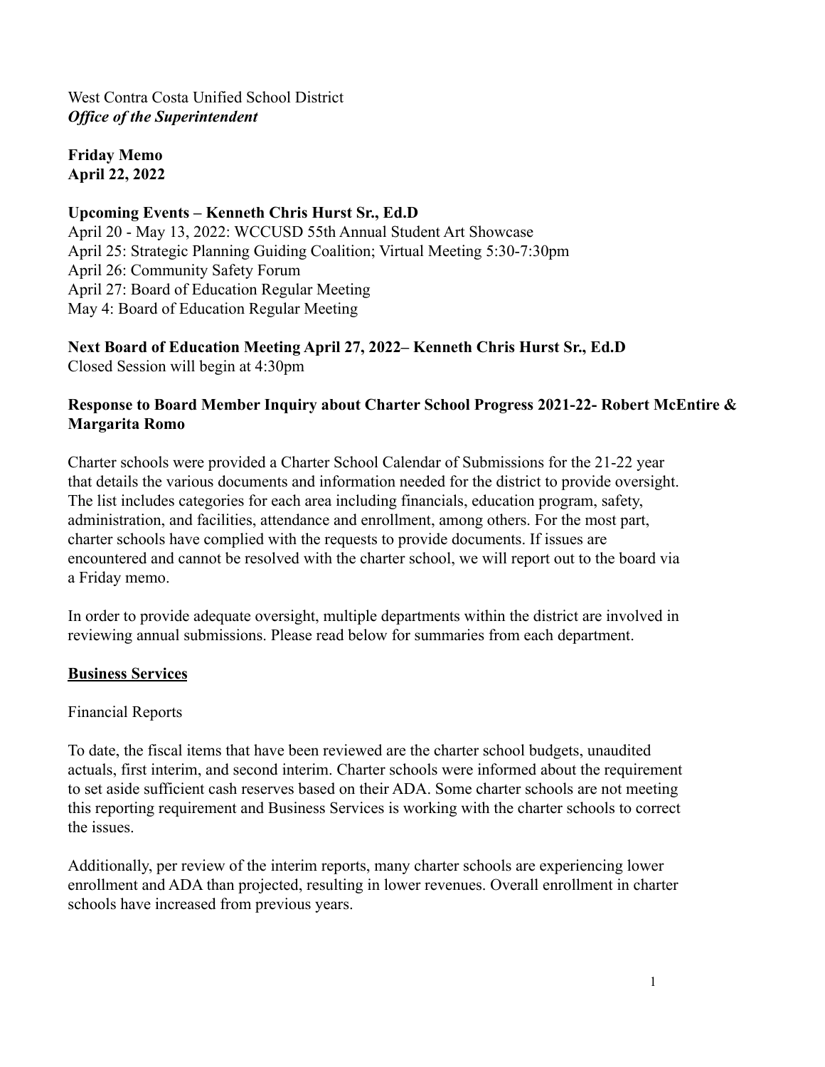West Contra Costa Unified School District
***Office of the Superintendent***

**Friday Memo**
**April 22, 2022**

**Upcoming Events – Kenneth Chris Hurst Sr., Ed.D**
April 20 - May 13, 2022: WCCUSD 55th Annual Student Art Showcase
April 25: Strategic Planning Guiding Coalition; Virtual Meeting 5:30-7:30pm
April 26: Community Safety Forum
April 27: Board of Education Regular Meeting
May 4: Board of Education Regular Meeting

**Next Board of Education Meeting April 27, 2022– Kenneth Chris Hurst Sr., Ed.D**
Closed Session will begin at 4:30pm

**Response to Board Member Inquiry about Charter School Progress 2021-22- Robert McEntire & Margarita Romo**

Charter schools were provided a Charter School Calendar of Submissions for the 21-22 year that details the various documents and information needed for the district to provide oversight. The list includes categories for each area including financials, education program, safety, administration, and facilities, attendance and enrollment, among others. For the most part, charter schools have complied with the requests to provide documents. If issues are encountered and cannot be resolved with the charter school, we will report out to the board via a Friday memo.

In order to provide adequate oversight, multiple departments within the district are involved in reviewing annual submissions. Please read below for summaries from each department.

**<u>Business Services</u>**

Financial Reports

To date, the fiscal items that have been reviewed are the charter school budgets, unaudited actuals, first interim, and second interim. Charter schools were informed about the requirement to set aside sufficient cash reserves based on their ADA. Some charter schools are not meeting this reporting requirement and Business Services is working with the charter schools to correct the issues.

Additionally, per review of the interim reports, many charter schools are experiencing lower enrollment and ADA than projected, resulting in lower revenues. Overall enrollment in charter schools have increased from previous years.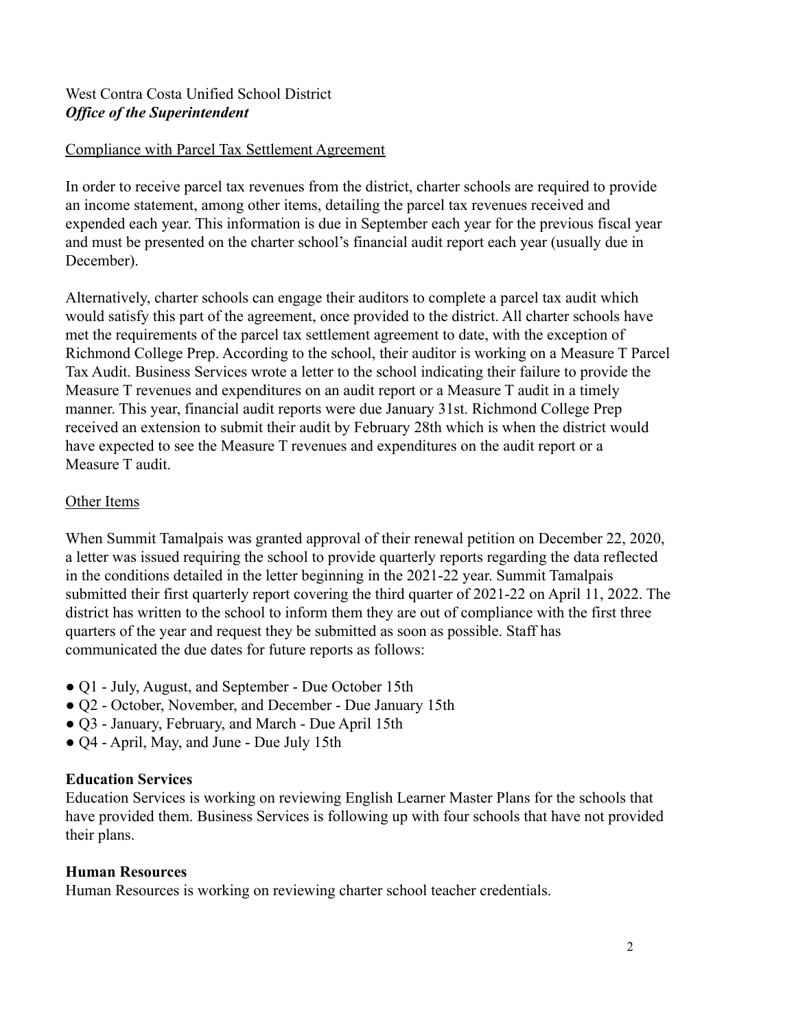West Contra Costa Unified School District
***Office of the Superintendent***

Compliance with Parcel Tax Settlement Agreement

In order to receive parcel tax revenues from the district, charter schools are required to provide an income statement, among other items, detailing the parcel tax revenues received and expended each year. This information is due in September each year for the previous fiscal year and must be presented on the charter school's financial audit report each year (usually due in December).

Alternatively, charter schools can engage their auditors to complete a parcel tax audit which would satisfy this part of the agreement, once provided to the district. All charter schools have met the requirements of the parcel tax settlement agreement to date, with the exception of Richmond College Prep. According to the school, their auditor is working on a Measure T Parcel Tax Audit. Business Services wrote a letter to the school indicating their failure to provide the Measure T revenues and expenditures on an audit report or a Measure T audit in a timely manner. This year, financial audit reports were due January 31st. Richmond College Prep received an extension to submit their audit by February 28th which is when the district would have expected to see the Measure T revenues and expenditures on the audit report or a Measure T audit.

Other Items

When Summit Tamalpais was granted approval of their renewal petition on December 22, 2020, a letter was issued requiring the school to provide quarterly reports regarding the data reflected in the conditions detailed in the letter beginning in the 2021-22 year. Summit Tamalpais submitted their first quarterly report covering the third quarter of 2021-22 on April 11, 2022. The district has written to the school to inform them they are out of compliance with the first three quarters of the year and request they be submitted as soon as possible. Staff has communicated the due dates for future reports as follows:

- Q1 - July, August, and September - Due October 15th
- Q2 - October, November, and December - Due January 15th
- Q3 - January, February, and March - Due April 15th
- Q4 - April, May, and June - Due July 15th

**Education Services**

Education Services is working on reviewing English Learner Master Plans for the schools that have provided them. Business Services is following up with four schools that have not provided their plans.

**Human Resources**

Human Resources is working on reviewing charter school teacher credentials.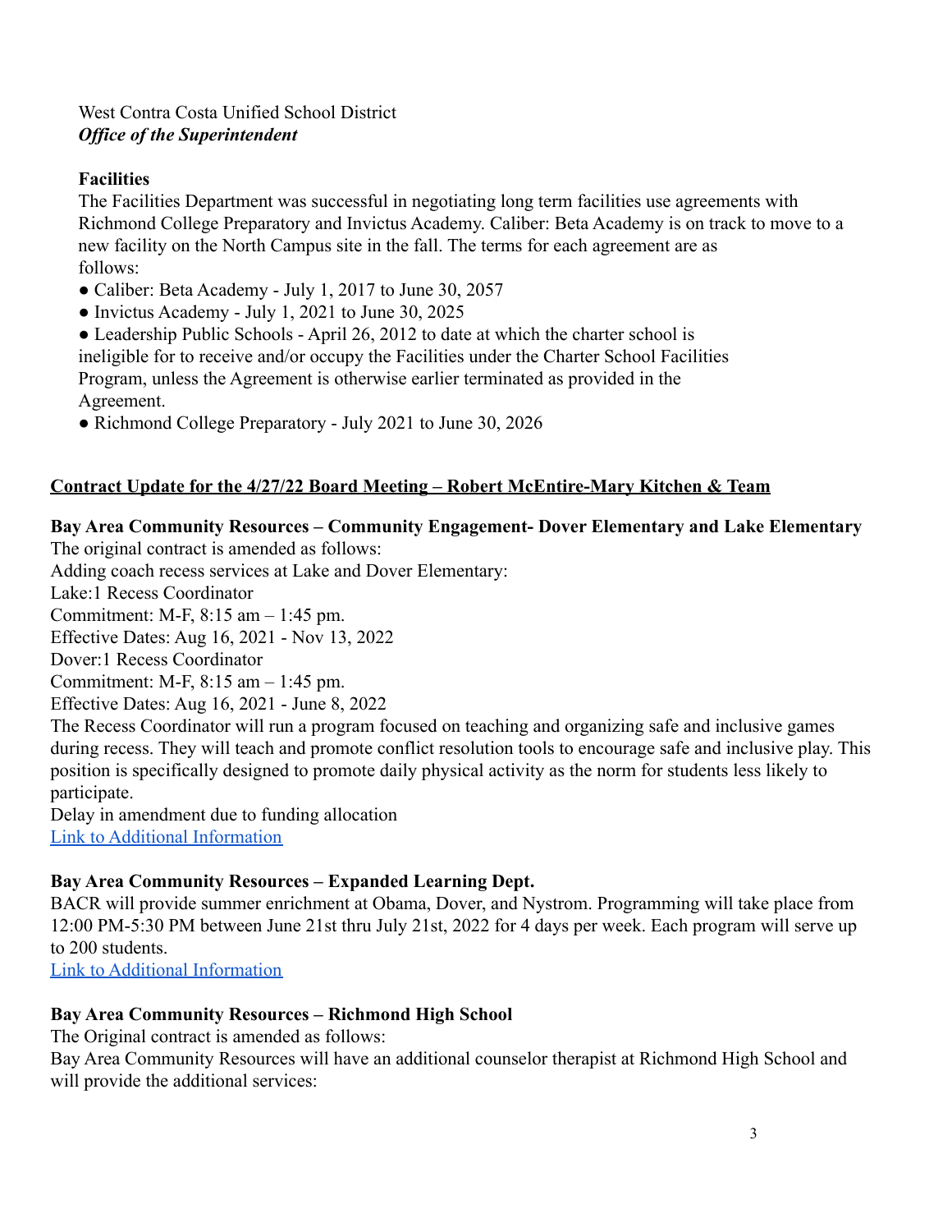West Contra Costa Unified School District
***Office of the Superintendent***

**Facilities**

The Facilities Department was successful in negotiating long term facilities use agreements with Richmond College Preparatory and Invictus Academy. Caliber: Beta Academy is on track to move to a new facility on the North Campus site in the fall. The terms for each agreement are as follows:

- Caliber: Beta Academy - July 1, 2017 to June 30, 2057
- Invictus Academy - July 1, 2021 to June 30, 2025
- Leadership Public Schools - April 26, 2012 to date at which the charter school is ineligible for to receive and/or occupy the Facilities under the Charter School Facilities Program, unless the Agreement is otherwise earlier terminated as provided in the Agreement.
- Richmond College Preparatory - July 2021 to June 30, 2026

**<u>Contract Update for the 4/27/22 Board Meeting – Robert McEntire-Mary Kitchen & Team</u>**

**Bay Area Community Resources – Community Engagement- Dover Elementary and Lake Elementary**

The original contract is amended as follows:
Adding coach recess services at Lake and Dover Elementary:
Lake:1 Recess Coordinator
Commitment: M-F, 8:15 am – 1:45 pm.
Effective Dates: Aug 16, 2021 - Nov 13, 2022
Dover:1 Recess Coordinator
Commitment: M-F, 8:15 am – 1:45 pm.
Effective Dates: Aug 16, 2021 - June 8, 2022
The Recess Coordinator will run a program focused on teaching and organizing safe and inclusive games during recess. They will teach and promote conflict resolution tools to encourage safe and inclusive play. This position is specifically designed to promote daily physical activity as the norm for students less likely to participate.
Delay in amendment due to funding allocation
Link to Additional Information

**Bay Area Community Resources – Expanded Learning Dept.**

BACR will provide summer enrichment at Obama, Dover, and Nystrom. Programming will take place from 12:00 PM-5:30 PM between June 21st thru July 21st, 2022 for 4 days per week. Each program will serve up to 200 students.
Link to Additional Information

**Bay Area Community Resources – Richmond High School**

The Original contract is amended as follows:
Bay Area Community Resources will have an additional counselor therapist at Richmond High School and will provide the additional services: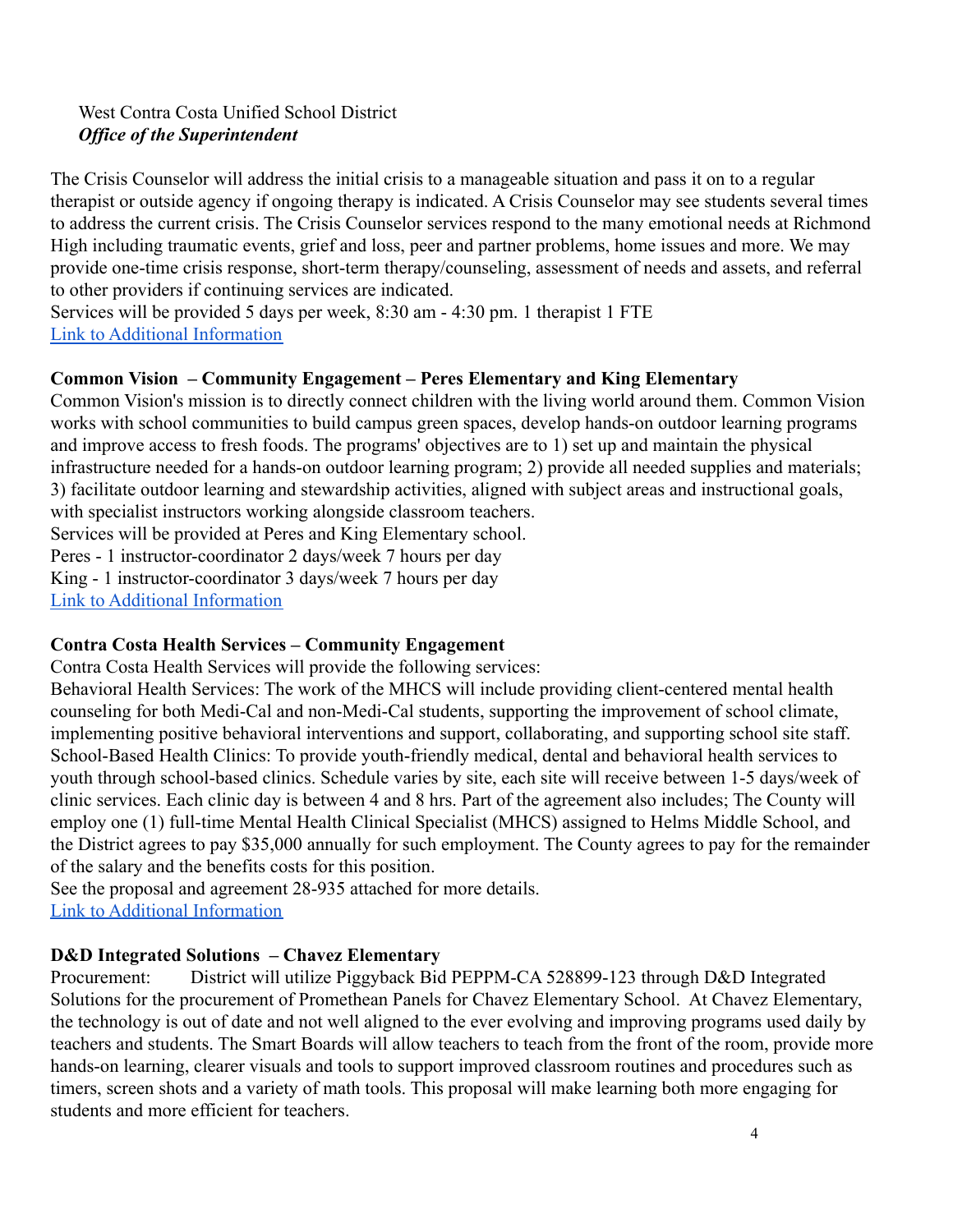West Contra Costa Unified School District
***Office of the Superintendent***

The Crisis Counselor will address the initial crisis to a manageable situation and pass it on to a regular therapist or outside agency if ongoing therapy is indicated. A Crisis Counselor may see students several times to address the current crisis. The Crisis Counselor services respond to the many emotional needs at Richmond High including traumatic events, grief and loss, peer and partner problems, home issues and more. We may provide one-time crisis response, short-term therapy/counseling, assessment of needs and assets, and referral to other providers if continuing services are indicated.
Services will be provided 5 days per week, 8:30 am - 4:30 pm. 1 therapist 1 FTE
Link to Additional Information

**Common Vision – Community Engagement – Peres Elementary and King Elementary**
Common Vision's mission is to directly connect children with the living world around them. Common Vision works with school communities to build campus green spaces, develop hands-on outdoor learning programs and improve access to fresh foods. The programs' objectives are to 1) set up and maintain the physical infrastructure needed for a hands-on outdoor learning program; 2) provide all needed supplies and materials; 3) facilitate outdoor learning and stewardship activities, aligned with subject areas and instructional goals, with specialist instructors working alongside classroom teachers.
Services will be provided at Peres and King Elementary school.
Peres - 1 instructor-coordinator 2 days/week 7 hours per day
King - 1 instructor-coordinator 3 days/week 7 hours per day
Link to Additional Information

**Contra Costa Health Services – Community Engagement**
Contra Costa Health Services will provide the following services:
Behavioral Health Services: The work of the MHCS will include providing client-centered mental health counseling for both Medi-Cal and non-Medi-Cal students, supporting the improvement of school climate, implementing positive behavioral interventions and support, collaborating, and supporting school site staff.
School-Based Health Clinics: To provide youth-friendly medical, dental and behavioral health services to youth through school-based clinics. Schedule varies by site, each site will receive between 1-5 days/week of clinic services. Each clinic day is between 4 and 8 hrs. Part of the agreement also includes; The County will employ one (1) full-time Mental Health Clinical Specialist (MHCS) assigned to Helms Middle School, and the District agrees to pay $35,000 annually for such employment. The County agrees to pay for the remainder of the salary and the benefits costs for this position.
See the proposal and agreement 28-935 attached for more details.
Link to Additional Information

**D&D Integrated Solutions – Chavez Elementary**
Procurement: District will utilize Piggyback Bid PEPPM-CA 528899-123 through D&D Integrated Solutions for the procurement of Promethean Panels for Chavez Elementary School. At Chavez Elementary, the technology is out of date and not well aligned to the ever evolving and improving programs used daily by teachers and students. The Smart Boards will allow teachers to teach from the front of the room, provide more hands-on learning, clearer visuals and tools to support improved classroom routines and procedures such as timers, screen shots and a variety of math tools. This proposal will make learning both more engaging for students and more efficient for teachers.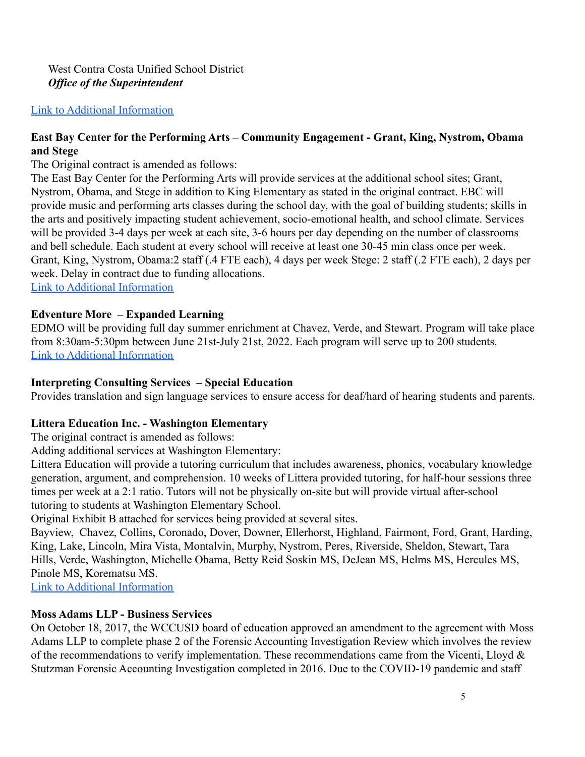West Contra Costa Unified School District
***Office of the Superintendent***

[Link to Additional Information]

**East Bay Center for the Performing Arts – Community Engagement - Grant, King, Nystrom, Obama and Stege**

The Original contract is amended as follows:

The East Bay Center for the Performing Arts will provide services at the additional school sites; Grant, Nystrom, Obama, and Stege in addition to King Elementary as stated in the original contract. EBC will provide music and performing arts classes during the school day, with the goal of building students; skills in the arts and positively impacting student achievement, socio-emotional health, and school climate. Services will be provided 3-4 days per week at each site, 3-6 hours per day depending on the number of classrooms and bell schedule. Each student at every school will receive at least one 30-45 min class once per week. Grant, King, Nystrom, Obama:2 staff (.4 FTE each), 4 days per week Stege: 2 staff (.2 FTE each), 2 days per week. Delay in contract due to funding allocations.

[Link to Additional Information]

**Edventure More – Expanded Learning**

EDMO will be providing full day summer enrichment at Chavez, Verde, and Stewart. Program will take place from 8:30am-5:30pm between June 21st-July 21st, 2022. Each program will serve up to 200 students.

[Link to Additional Information]

**Interpreting Consulting Services – Special Education**

Provides translation and sign language services to ensure access for deaf/hard of hearing students and parents.

**Littera Education Inc. - Washington Elementary**

The original contract is amended as follows:

Adding additional services at Washington Elementary:

Littera Education will provide a tutoring curriculum that includes awareness, phonics, vocabulary knowledge generation, argument, and comprehension. 10 weeks of Littera provided tutoring, for half-hour sessions three times per week at a 2:1 ratio. Tutors will not be physically on-site but will provide virtual after-school tutoring to students at Washington Elementary School.

Original Exhibit B attached for services being provided at several sites.

Bayview, Chavez, Collins, Coronado, Dover, Downer, Ellerhorst, Highland, Fairmont, Ford, Grant, Harding, King, Lake, Lincoln, Mira Vista, Montalvin, Murphy, Nystrom, Peres, Riverside, Sheldon, Stewart, Tara Hills, Verde, Washington, Michelle Obama, Betty Reid Soskin MS, DeJean MS, Helms MS, Hercules MS, Pinole MS, Korematsu MS.

[Link to Additional Information]

**Moss Adams LLP - Business Services**

On October 18, 2017, the WCCUSD board of education approved an amendment to the agreement with Moss Adams LLP to complete phase 2 of the Forensic Accounting Investigation Review which involves the review of the recommendations to verify implementation. These recommendations came from the Vicenti, Lloyd & Stutzman Forensic Accounting Investigation completed in 2016. Due to the COVID-19 pandemic and staff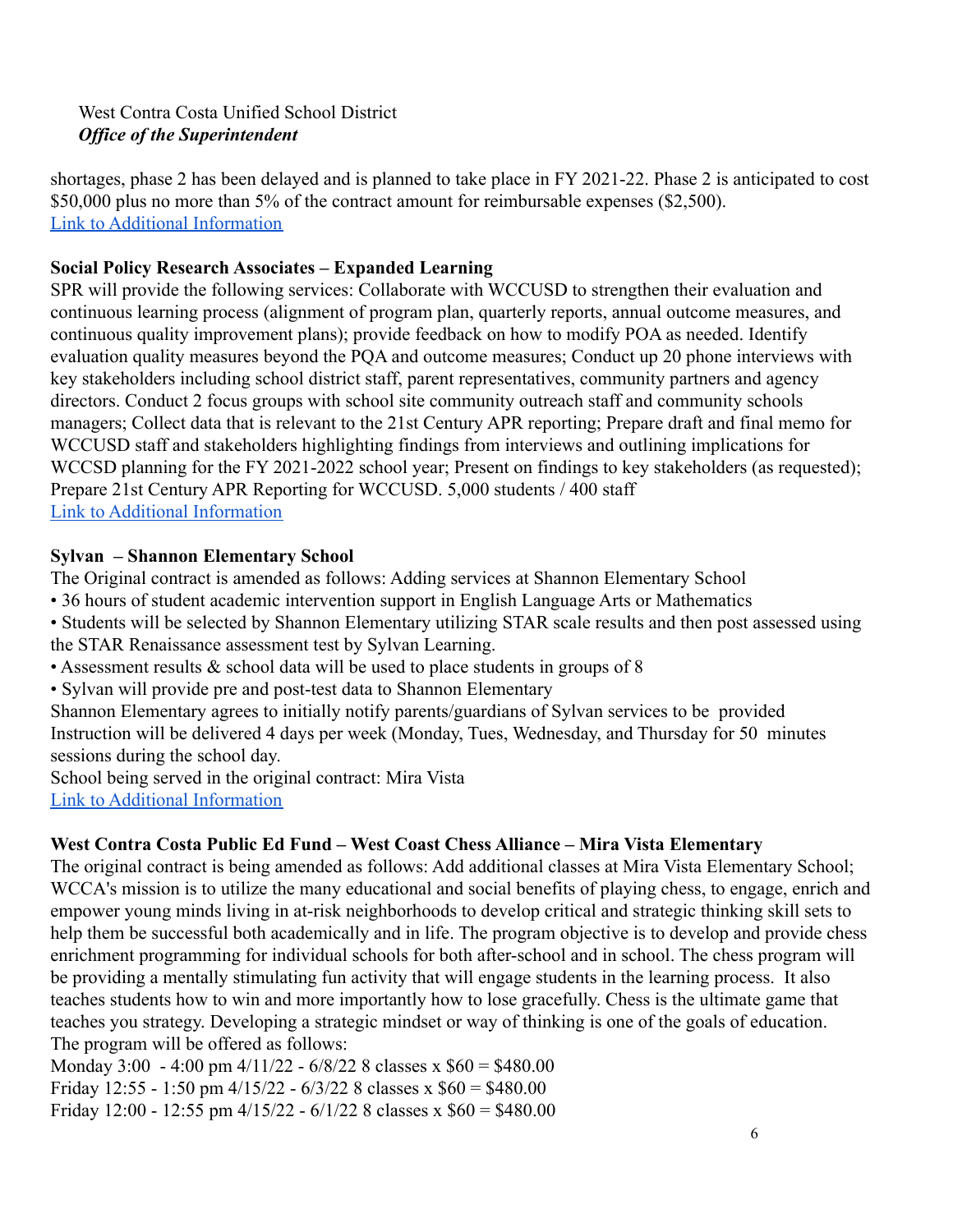shortages, phase 2 has been delayed and is planned to take place in FY 2021-22. Phase 2 is anticipated to cost $50,000 plus no more than 5% of the contract amount for reimbursable expenses ($2,500).
[Link to Additional Information]

**Social Policy Research Associates – Expanded Learning**

SPR will provide the following services: Collaborate with WCCUSD to strengthen their evaluation and continuous learning process (alignment of program plan, quarterly reports, annual outcome measures, and continuous quality improvement plans); provide feedback on how to modify POA as needed. Identify evaluation quality measures beyond the PQA and outcome measures; Conduct up 20 phone interviews with key stakeholders including school district staff, parent representatives, community partners and agency directors. Conduct 2 focus groups with school site community outreach staff and community schools managers; Collect data that is relevant to the 21st Century APR reporting; Prepare draft and final memo for WCCUSD staff and stakeholders highlighting findings from interviews and outlining implications for WCCSD planning for the FY 2021-2022 school year; Present on findings to key stakeholders (as requested); Prepare 21st Century APR Reporting for WCCUSD. 5,000 students / 400 staff
[Link to Additional Information]

**Sylvan – Shannon Elementary School**

The Original contract is amended as follows: Adding services at Shannon Elementary School

- 36 hours of student academic intervention support in English Language Arts or Mathematics
- Students will be selected by Shannon Elementary utilizing STAR scale results and then post assessed using the STAR Renaissance assessment test by Sylvan Learning.
- Assessment results & school data will be used to place students in groups of 8
- Sylvan will provide pre and post-test data to Shannon Elementary

Shannon Elementary agrees to initially notify parents/guardians of Sylvan services to be provided
Instruction will be delivered 4 days per week (Monday, Tues, Wednesday, and Thursday for 50 minutes sessions during the school day.
School being served in the original contract: Mira Vista
[Link to Additional Information]

**West Contra Costa Public Ed Fund – West Coast Chess Alliance – Mira Vista Elementary**

The original contract is being amended as follows: Add additional classes at Mira Vista Elementary School; WCCA's mission is to utilize the many educational and social benefits of playing chess, to engage, enrich and empower young minds living in at-risk neighborhoods to develop critical and strategic thinking skill sets to help them be successful both academically and in life. The program objective is to develop and provide chess enrichment programming for individual schools for both after-school and in school. The chess program will be providing a mentally stimulating fun activity that will engage students in the learning process. It also teaches students how to win and more importantly how to lose gracefully. Chess is the ultimate game that teaches you strategy. Developing a strategic mindset or way of thinking is one of the goals of education.
The program will be offered as follows:
Monday 3:00 - 4:00 pm 4/11/22 - 6/8/22 8 classes x $60 = $480.00
Friday 12:55 - 1:50 pm 4/15/22 - 6/3/22 8 classes x $60 = $480.00
Friday 12:00 - 12:55 pm 4/15/22 - 6/1/22 8 classes x $60 = $480.00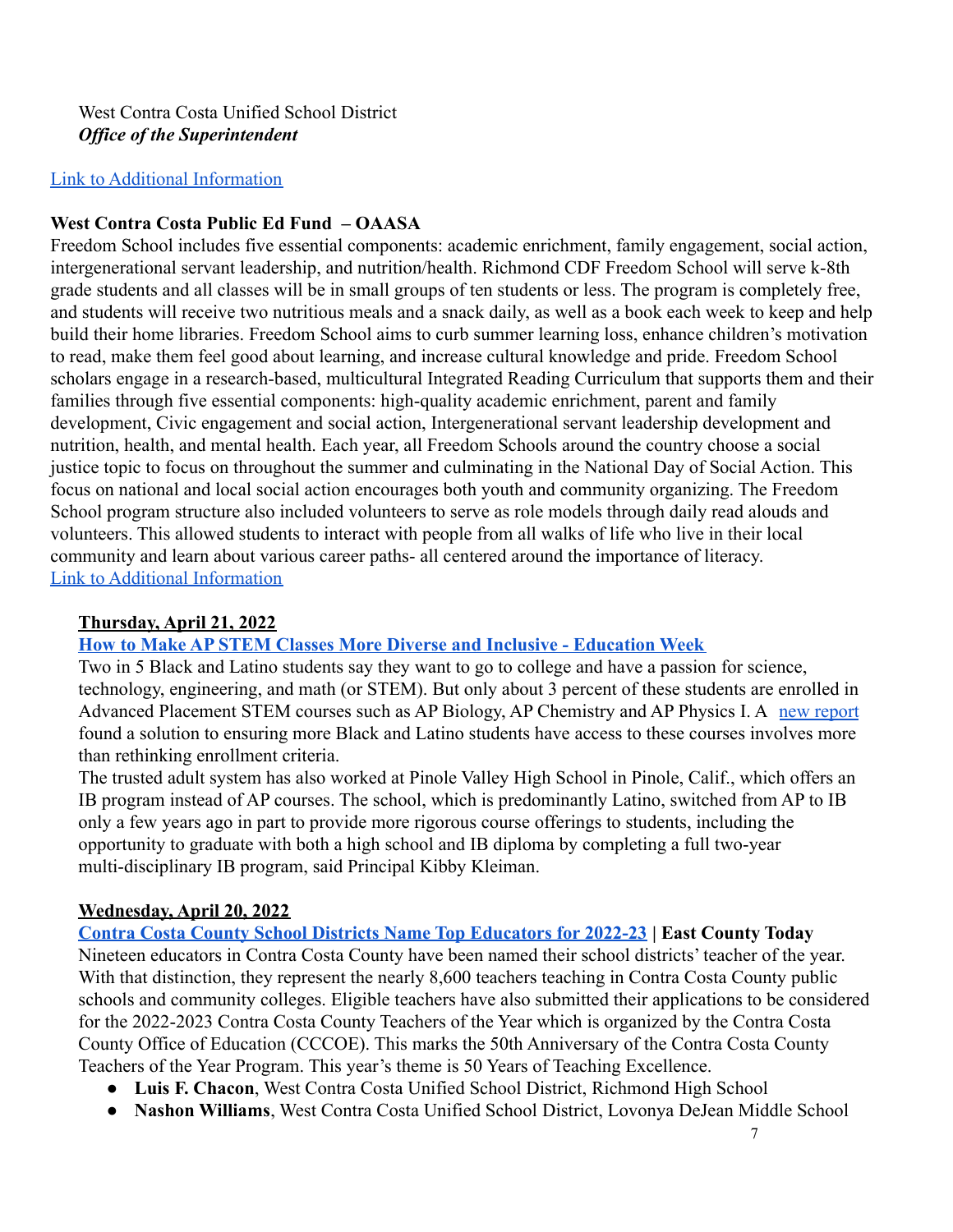West Contra Costa Unified School District
***Office of the Superintendent***

[Link to Additional Information]

**West Contra Costa Public Ed Fund – OAASA**

Freedom School includes five essential components: academic enrichment, family engagement, social action, intergenerational servant leadership, and nutrition/health. Richmond CDF Freedom School will serve k-8th grade students and all classes will be in small groups of ten students or less. The program is completely free, and students will receive two nutritious meals and a snack daily, as well as a book each week to keep and help build their home libraries. Freedom School aims to curb summer learning loss, enhance children's motivation to read, make them feel good about learning, and increase cultural knowledge and pride. Freedom School scholars engage in a research-based, multicultural Integrated Reading Curriculum that supports them and their families through five essential components: high-quality academic enrichment, parent and family development, Civic engagement and social action, Intergenerational servant leadership development and nutrition, health, and mental health. Each year, all Freedom Schools around the country choose a social justice topic to focus on throughout the summer and culminating in the National Day of Social Action. This focus on national and local social action encourages both youth and community organizing. The Freedom School program structure also included volunteers to serve as role models through daily read alouds and volunteers. This allowed students to interact with people from all walks of life who live in their local community and learn about various career paths- all centered around the importance of literacy.
[Link to Additional Information]

**Thursday, April 21, 2022**

**[How to Make AP STEM Classes More Diverse and Inclusive - Education Week]**

Two in 5 Black and Latino students say they want to go to college and have a passion for science, technology, engineering, and math (or STEM). But only about 3 percent of these students are enrolled in Advanced Placement STEM courses such as AP Biology, AP Chemistry and AP Physics I. A [new report] found a solution to ensuring more Black and Latino students have access to these courses involves more than rethinking enrollment criteria.

The trusted adult system has also worked at Pinole Valley High School in Pinole, Calif., which offers an IB program instead of AP courses. The school, which is predominantly Latino, switched from AP to IB only a few years ago in part to provide more rigorous course offerings to students, including the opportunity to graduate with both a high school and IB diploma by completing a full two-year multi-disciplinary IB program, said Principal Kibby Kleiman.

**Wednesday, April 20, 2022**

**[Contra Costa County School Districts Name Top Educators for 2022-23] | East County Today**

Nineteen educators in Contra Costa County have been named their school districts' teacher of the year. With that distinction, they represent the nearly 8,600 teachers teaching in Contra Costa County public schools and community colleges. Eligible teachers have also submitted their applications to be considered for the 2022-2023 Contra Costa County Teachers of the Year which is organized by the Contra Costa County Office of Education (CCCOE). This marks the 50th Anniversary of the Contra Costa County Teachers of the Year Program. This year's theme is 50 Years of Teaching Excellence.

- **Luis F. Chacon**, West Contra Costa Unified School District, Richmond High School
- **Nashon Williams**, West Contra Costa Unified School District, Lovonya DeJean Middle School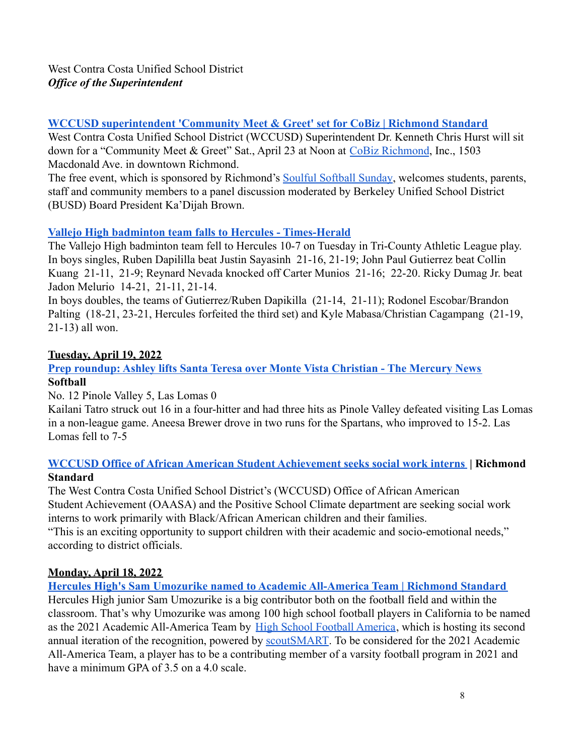West Contra Costa Unified School District
***Office of the Superintendent***

**WCCUSD superintendent 'Community Meet & Greet' set for CoBiz | Richmond Standard**
West Contra Costa Unified School District (WCCUSD) Superintendent Dr. Kenneth Chris Hurst will sit down for a "Community Meet & Greet" Sat., April 23 at Noon at CoBiz Richmond, Inc., 1503 Macdonald Ave. in downtown Richmond.
The free event, which is sponsored by Richmond's Soulful Softball Sunday, welcomes students, parents, staff and community members to a panel discussion moderated by Berkeley Unified School District (BUSD) Board President Ka'Dijah Brown.

**Vallejo High badminton team falls to Hercules - Times-Herald**
The Vallejo High badminton team fell to Hercules 10-7 on Tuesday in Tri-County Athletic League play. In boys singles, Ruben Dapililla beat Justin Sayasinh 21-16, 21-19; John Paul Gutierrez beat Collin Kuang 21-11, 21-9; Reynard Nevada knocked off Carter Munios 21-16; 22-20. Ricky Dumag Jr. beat Jadon Melurio 14-21, 21-11, 21-14.
In boys doubles, the teams of Gutierrez/Ruben Dapikilla (21-14, 21-11); Rodonel Escobar/Brandon Palting (18-21, 23-21, Hercules forfeited the third set) and Kyle Mabasa/Christian Cagampang (21-19, 21-13) all won.

**Tuesday, April 19, 2022**

**Prep roundup: Ashley lifts Santa Teresa over Monte Vista Christian - The Mercury News**
**Softball**
No. 12 Pinole Valley 5, Las Lomas 0
Kailani Tatro struck out 16 in a four-hitter and had three hits as Pinole Valley defeated visiting Las Lomas in a non-league game. Aneesa Brewer drove in two runs for the Spartans, who improved to 15-2. Las Lomas fell to 7-5

**WCCUSD Office of African American Student Achievement seeks social work interns | Richmond Standard**
The West Contra Costa Unified School District's (WCCUSD) Office of African American Student Achievement (OAASA) and the Positive School Climate department are seeking social work interns to work primarily with Black/African American children and their families.
"This is an exciting opportunity to support children with their academic and socio-emotional needs," according to district officials.

**Monday, April 18, 2022**

**Hercules High's Sam Umozurike named to Academic All-America Team | Richmond Standard**
Hercules High junior Sam Umozurike is a big contributor both on the football field and within the classroom. That's why Umozurike was among 100 high school football players in California to be named as the 2021 Academic All-America Team by High School Football America, which is hosting its second annual iteration of the recognition, powered by scoutSMART. To be considered for the 2021 Academic All-America Team, a player has to be a contributing member of a varsity football program in 2021 and have a minimum GPA of 3.5 on a 4.0 scale.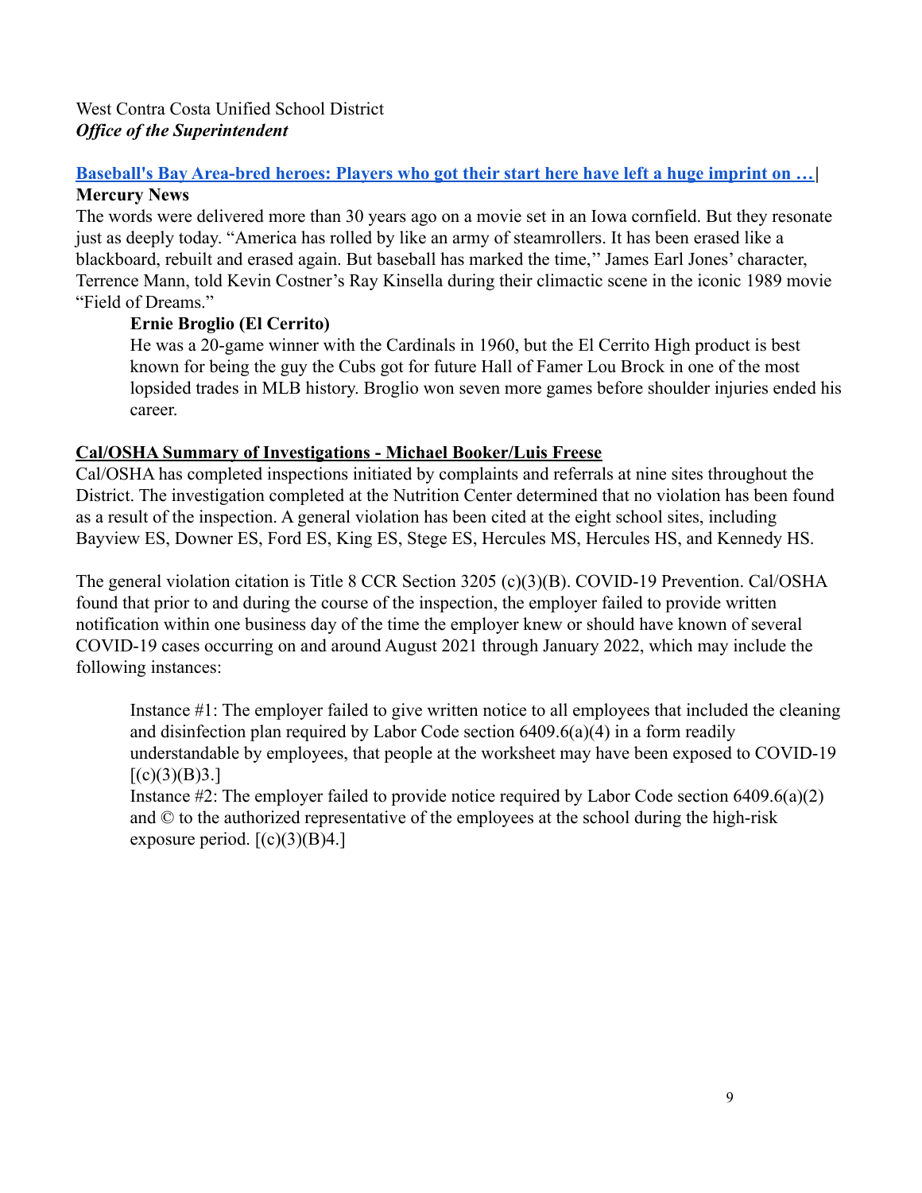West Contra Costa Unified School District
***Office of the Superintendent***

**Baseball's Bay Area-bred heroes: Players who got their start here have left a huge imprint on …| Mercury News**

The words were delivered more than 30 years ago on a movie set in an Iowa cornfield. But they resonate just as deeply today. "America has rolled by like an army of steamrollers. It has been erased like a blackboard, rebuilt and erased again. But baseball has marked the time,'' James Earl Jones' character, Terrence Mann, told Kevin Costner's Ray Kinsella during their climactic scene in the iconic 1989 movie "Field of Dreams."

> **Ernie Broglio (El Cerrito)**
>
> He was a 20-game winner with the Cardinals in 1960, but the El Cerrito High product is best known for being the guy the Cubs got for future Hall of Famer Lou Brock in one of the most lopsided trades in MLB history. Broglio won seven more games before shoulder injuries ended his career.

**Cal/OSHA Summary of Investigations - Michael Booker/Luis Freese**

Cal/OSHA has completed inspections initiated by complaints and referrals at nine sites throughout the District. The investigation completed at the Nutrition Center determined that no violation has been found as a result of the inspection. A general violation has been cited at the eight school sites, including Bayview ES, Downer ES, Ford ES, King ES, Stege ES, Hercules MS, Hercules HS, and Kennedy HS.

The general violation citation is Title 8 CCR Section 3205 (c)(3)(B). COVID-19 Prevention. Cal/OSHA found that prior to and during the course of the inspection, the employer failed to provide written notification within one business day of the time the employer knew or should have known of several COVID-19 cases occurring on and around August 2021 through January 2022, which may include the following instances:

> Instance #1: The employer failed to give written notice to all employees that included the cleaning and disinfection plan required by Labor Code section 6409.6(a)(4) in a form readily understandable by employees, that people at the worksheet may have been exposed to COVID-19 [(c)(3)(B)3.]
>
> Instance #2: The employer failed to provide notice required by Labor Code section 6409.6(a)(2) and © to the authorized representative of the employees at the school during the high-risk exposure period. [(c)(3)(B)4.]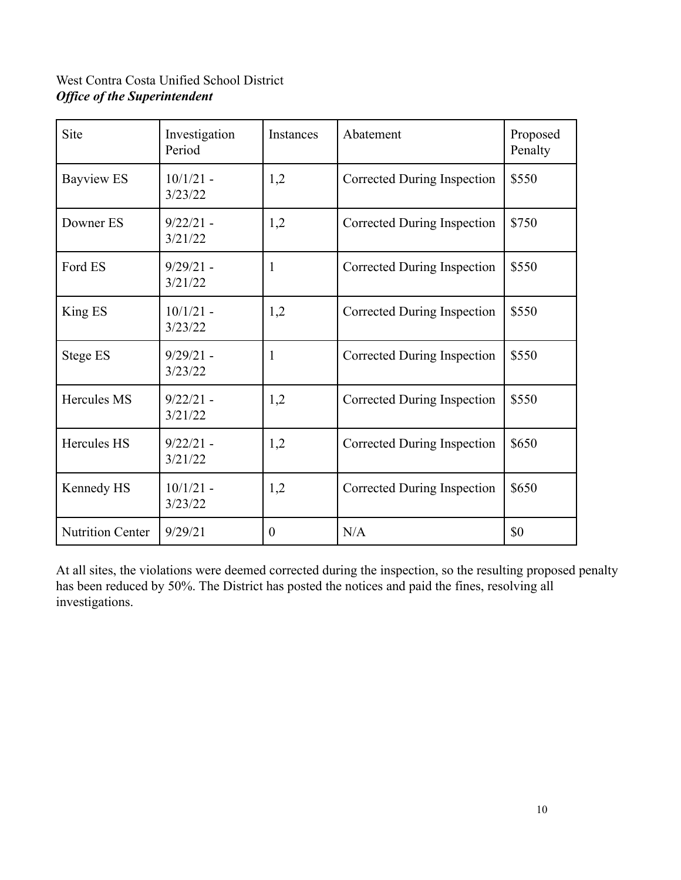West Contra Costa Unified School District
***Office of the Superintendent***

| Site | Investigation Period | Instances | Abatement | Proposed Penalty |
|---|---|---|---|---|
| Bayview ES | 10/1/21 - 3/23/22 | 1,2 | Corrected During Inspection | $550 |
| Downer ES | 9/22/21 - 3/21/22 | 1,2 | Corrected During Inspection | $750 |
| Ford ES | 9/29/21 - 3/21/22 | 1 | Corrected During Inspection | $550 |
| King ES | 10/1/21 - 3/23/22 | 1,2 | Corrected During Inspection | $550 |
| Stege ES | 9/29/21 - 3/23/22 | 1 | Corrected During Inspection | $550 |
| Hercules MS | 9/22/21 - 3/21/22 | 1,2 | Corrected During Inspection | $550 |
| Hercules HS | 9/22/21 - 3/21/22 | 1,2 | Corrected During Inspection | $650 |
| Kennedy HS | 10/1/21 - 3/23/22 | 1,2 | Corrected During Inspection | $650 |
| Nutrition Center | 9/29/21 | 0 | N/A | $0 |

At all sites, the violations were deemed corrected during the inspection, so the resulting proposed penalty has been reduced by 50%. The District has posted the notices and paid the fines, resolving all investigations.